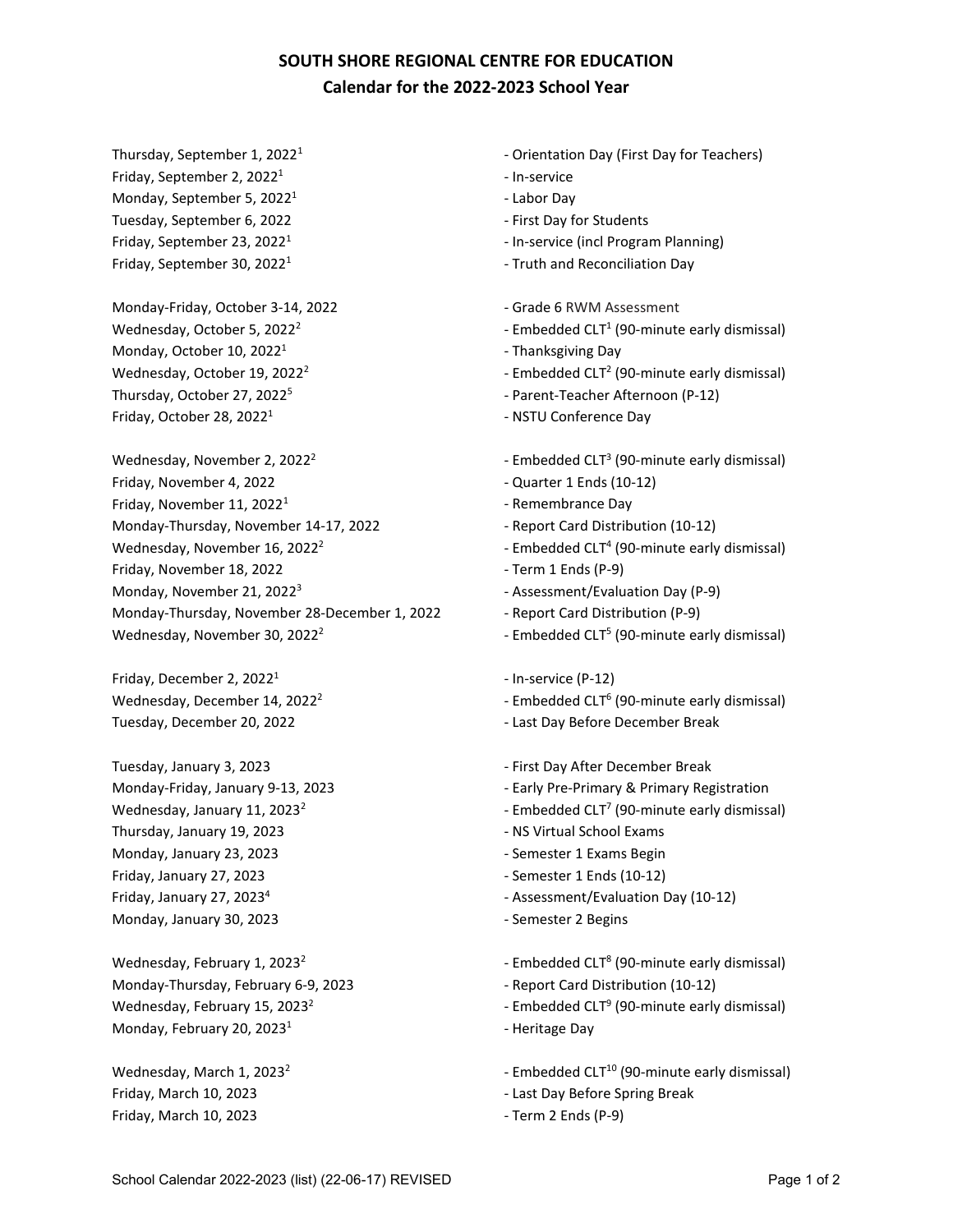# SOUTH SHORE REGIONAL CENTRE FOR EDUCATION
## Calendar for the 2022-2023 School Year

Thursday, September 1, 2022[1] - Orientation Day (First Day for Teachers)
Friday, September 2, 2022[1] - In-service
Monday, September 5, 2022[1] - Labor Day
Tuesday, September 6, 2022 - First Day for Students
Friday, September 23, 2022[1] - In-service (incl Program Planning)
Friday, September 30, 2022[1] - Truth and Reconciliation Day

Monday-Friday, October 3-14, 2022 - Grade 6 RWM Assessment
Wednesday, October 5, 2022[2] - Embedded CLT[1] (90-minute early dismissal)
Monday, October 10, 2022[1] - Thanksgiving Day
Wednesday, October 19, 2022[2] - Embedded CLT[2] (90-minute early dismissal)
Thursday, October 27, 2022[5] - Parent-Teacher Afternoon (P-12)
Friday, October 28, 2022[1] - NSTU Conference Day

Wednesday, November 2, 2022[2] - Embedded CLT[3] (90-minute early dismissal)
Friday, November 4, 2022 - Quarter 1 Ends (10-12)
Friday, November 11, 2022[1] - Remembrance Day
Monday-Thursday, November 14-17, 2022 - Report Card Distribution (10-12)
Wednesday, November 16, 2022[2] - Embedded CLT[4] (90-minute early dismissal)
Friday, November 18, 2022 - Term 1 Ends (P-9)
Monday, November 21, 2022[3] - Assessment/Evaluation Day (P-9)
Monday-Thursday, November 28-December 1, 2022 - Report Card Distribution (P-9)
Wednesday, November 30, 2022[2] - Embedded CLT[5] (90-minute early dismissal)

Friday, December 2, 2022[1] - In-service (P-12)
Wednesday, December 14, 2022[2] - Embedded CLT[6] (90-minute early dismissal)
Tuesday, December 20, 2022 - Last Day Before December Break

Tuesday, January 3, 2023 - First Day After December Break
Monday-Friday, January 9-13, 2023 - Early Pre-Primary & Primary Registration
Wednesday, January 11, 2023[2] - Embedded CLT[7] (90-minute early dismissal)
Thursday, January 19, 2023 - NS Virtual School Exams
Monday, January 23, 2023 - Semester 1 Exams Begin
Friday, January 27, 2023 - Semester 1 Ends (10-12)
Friday, January 27, 2023[4] - Assessment/Evaluation Day (10-12)
Monday, January 30, 2023 - Semester 2 Begins

Wednesday, February 1, 2023[2] - Embedded CLT[8] (90-minute early dismissal)
Monday-Thursday, February 6-9, 2023 - Report Card Distribution (10-12)
Wednesday, February 15, 2023[2] - Embedded CLT[9] (90-minute early dismissal)
Monday, February 20, 2023[1] - Heritage Day

Wednesday, March 1, 2023[2] - Embedded CLT[10] (90-minute early dismissal)
Friday, March 10, 2023 - Last Day Before Spring Break
Friday, March 10, 2023 - Term 2 Ends (P-9)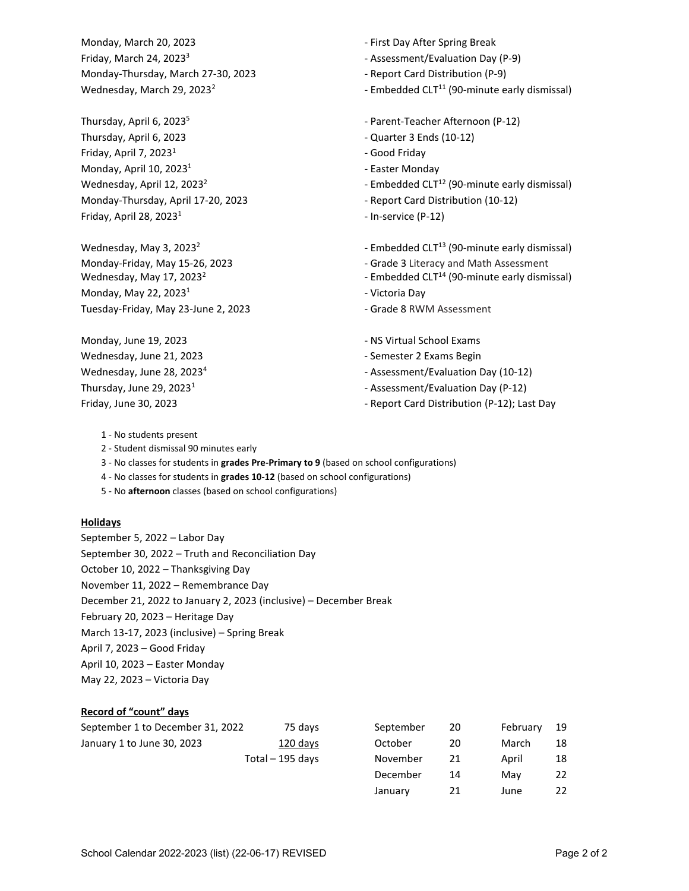| | |
|---|---|
| Monday, March 20, 2023 | - First Day After Spring Break |
| Friday, March 24, 2023[3] | - Assessment/Evaluation Day (P-9) |
| Monday-Thursday, March 27-30, 2023 | - Report Card Distribution (P-9) |
| Wednesday, March 29, 2023[2] | - Embedded CLT[11] (90-minute early dismissal) |
| Thursday, April 6, 2023[5] | - Parent-Teacher Afternoon (P-12) |
| Thursday, April 6, 2023 | - Quarter 3 Ends (10-12) |
| Friday, April 7, 2023[1] | - Good Friday |
| Monday, April 10, 2023[1] | - Easter Monday |
| Wednesday, April 12, 2023[2] | - Embedded CLT[12] (90-minute early dismissal) |
| Monday-Thursday, April 17-20, 2023 | - Report Card Distribution (10-12) |
| Friday, April 28, 2023[1] | - In-service (P-12) |
| Wednesday, May 3, 2023[2] | - Embedded CLT[13] (90-minute early dismissal) |
| Monday-Friday, May 15-26, 2023 | - Grade 3 Literacy and Math Assessment |
| Wednesday, May 17, 2023[2] | - Embedded CLT[14] (90-minute early dismissal) |
| Monday, May 22, 2023[1] | - Victoria Day |
| Tuesday-Friday, May 23-June 2, 2023 | - Grade 8 RWM Assessment |
| Monday, June 19, 2023 | - NS Virtual School Exams |
| Wednesday, June 21, 2023 | - Semester 2 Exams Begin |
| Wednesday, June 28, 2023[4] | - Assessment/Evaluation Day (10-12) |
| Thursday, June 29, 2023[1] | - Assessment/Evaluation Day (P-12) |
| Friday, June 30, 2023 | - Report Card Distribution (P-12); Last Day |

1 - No students present
2 - Student dismissal 90 minutes early
3 - No classes for students in **grades Pre-Primary to 9** (based on school configurations)
4 - No classes for students in **grades 10-12** (based on school configurations)
5 - No **afternoon** classes (based on school configurations)

**Holidays**

September 5, 2022 – Labor Day
September 30, 2022 – Truth and Reconciliation Day
October 10, 2022 – Thanksgiving Day
November 11, 2022 – Remembrance Day
December 21, 2022 to January 2, 2023 (inclusive) – December Break
February 20, 2023 – Heritage Day
March 13-17, 2023 (inclusive) – Spring Break
April 7, 2023 – Good Friday
April 10, 2023 – Easter Monday
May 22, 2023 – Victoria Day

**Record of "count" days**

| | |
|---|---|
| September 1 to December 31, 2022 | 75 days |
| January 1 to June 30, 2023 | 120 days |
| | Total – 195 days |

| | | | |
|---|---|---|---|
| September | 20 | February | 19 |
| October | 20 | March | 18 |
| November | 21 | April | 18 |
| December | 14 | May | 22 |
| January | 21 | June | 22 |